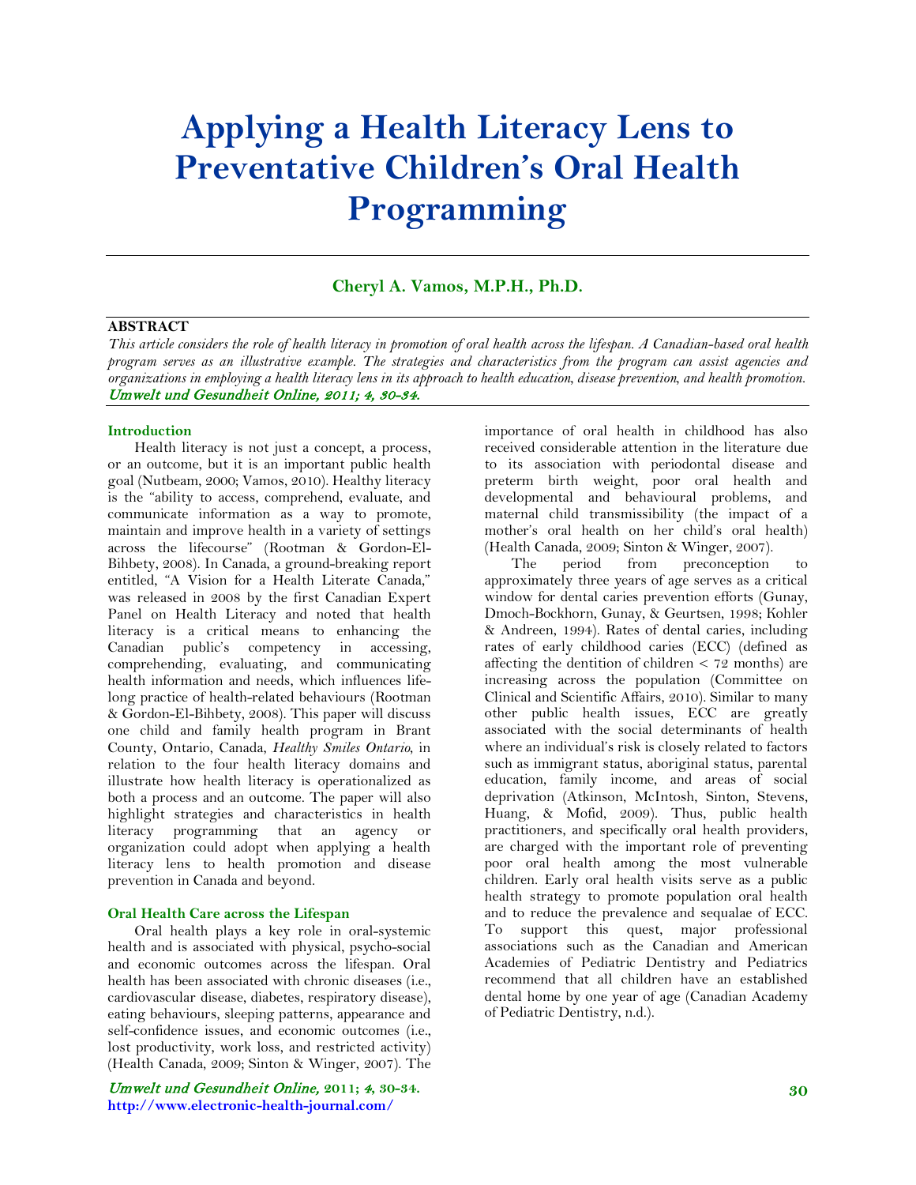# Applying a Health Literacy Lens to Preventative Children's Oral Health Programming

**Cheryl A. Vamos, M.P.H., Ph.D.**

**ABSTRACT**

*This article considers the role of health literacy in promotion of oral health across the lifespan. A Canadian-based oral health program serves as an illustrative example. The strategies and characteristics from the program can assist agencies and organizations in employing a health literacy lens in its approach to health education, disease prevention, and health promotion.*
*Umwelt und Gesundheit Online, 2011; 4, 30-34.*

## Introduction

Health literacy is not just a concept, a process, or an outcome, but it is an important public health goal (Nutbeam, 2000; Vamos, 2010). Healthy literacy is the "ability to access, comprehend, evaluate, and communicate information as a way to promote, maintain and improve health in a variety of settings across the lifecourse" (Rootman & Gordon-El-Bihbety, 2008). In Canada, a ground-breaking report entitled, "A Vision for a Health Literate Canada," was released in 2008 by the first Canadian Expert Panel on Health Literacy and noted that health literacy is a critical means to enhancing the Canadian public's competency in accessing, comprehending, evaluating, and communicating health information and needs, which influences life-long practice of health-related behaviours (Rootman & Gordon-El-Bihbety, 2008). This paper will discuss one child and family health program in Brant County, Ontario, Canada, *Healthy Smiles Ontario*, in relation to the four health literacy domains and illustrate how health literacy is operationalized as both a process and an outcome. The paper will also highlight strategies and characteristics in health literacy programming that an agency or organization could adopt when applying a health literacy lens to health promotion and disease prevention in Canada and beyond.

## Oral Health Care across the Lifespan

Oral health plays a key role in oral-systemic health and is associated with physical, psycho-social and economic outcomes across the lifespan. Oral health has been associated with chronic diseases (i.e., cardiovascular disease, diabetes, respiratory disease), eating behaviours, sleeping patterns, appearance and self-confidence issues, and economic outcomes (i.e., lost productivity, work loss, and restricted activity) (Health Canada, 2009; Sinton & Winger, 2007). The importance of oral health in childhood has also received considerable attention in the literature due to its association with periodontal disease and preterm birth weight, poor oral health and developmental and behavioural problems, and maternal child transmissibility (the impact of a mother's oral health on her child's oral health) (Health Canada, 2009; Sinton & Winger, 2007).

The period from preconception to approximately three years of age serves as a critical window for dental caries prevention efforts (Gunay, Dmoch-Bockhorn, Gunay, & Geurtsen, 1998; Kohler & Andreen, 1994). Rates of dental caries, including rates of early childhood caries (ECC) (defined as affecting the dentition of children < 72 months) are increasing across the population (Committee on Clinical and Scientific Affairs, 2010). Similar to many other public health issues, ECC are greatly associated with the social determinants of health where an individual's risk is closely related to factors such as immigrant status, aboriginal status, parental education, family income, and areas of social deprivation (Atkinson, McIntosh, Sinton, Stevens, Huang, & Mofid, 2009). Thus, public health practitioners, and specifically oral health providers, are charged with the important role of preventing poor oral health among the most vulnerable children. Early oral health visits serve as a public health strategy to promote population oral health and to reduce the prevalence and sequalae of ECC. To support this quest, major professional associations such as the Canadian and American Academies of Pediatric Dentistry and Pediatrics recommend that all children have an established dental home by one year of age (Canadian Academy of Pediatric Dentistry, n.d.).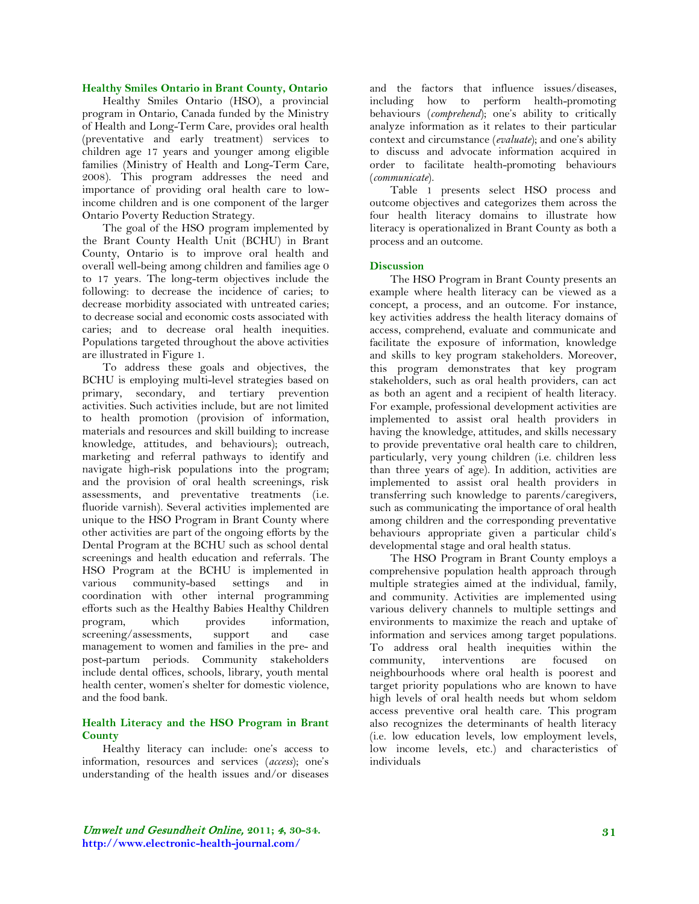## Healthy Smiles Ontario in Brant County, Ontario

Healthy Smiles Ontario (HSO), a provincial program in Ontario, Canada funded by the Ministry of Health and Long-Term Care, provides oral health (preventative and early treatment) services to children age 17 years and younger among eligible families (Ministry of Health and Long-Term Care, 2008). This program addresses the need and importance of providing oral health care to low-income children and is one component of the larger Ontario Poverty Reduction Strategy.

The goal of the HSO program implemented by the Brant County Health Unit (BCHU) in Brant County, Ontario is to improve oral health and overall well-being among children and families age 0 to 17 years. The long-term objectives include the following: to decrease the incidence of caries; to decrease morbidity associated with untreated caries; to decrease social and economic costs associated with caries; and to decrease oral health inequities. Populations targeted throughout the above activities are illustrated in Figure 1.

To address these goals and objectives, the BCHU is employing multi-level strategies based on primary, secondary, and tertiary prevention activities. Such activities include, but are not limited to health promotion (provision of information, materials and resources and skill building to increase knowledge, attitudes, and behaviours); outreach, marketing and referral pathways to identify and navigate high-risk populations into the program; and the provision of oral health screenings, risk assessments, and preventative treatments (i.e. fluoride varnish). Several activities implemented are unique to the HSO Program in Brant County where other activities are part of the ongoing efforts by the Dental Program at the BCHU such as school dental screenings and health education and referrals. The HSO Program at the BCHU is implemented in various community-based settings and in coordination with other internal programming efforts such as the Healthy Babies Healthy Children program, which provides information, screening/assessments, support and case management to women and families in the pre- and post-partum periods. Community stakeholders include dental offices, schools, library, youth mental health center, women's shelter for domestic violence, and the food bank.

## Health Literacy and the HSO Program in Brant County

Healthy literacy can include: one's access to information, resources and services (*access*); one's understanding of the health issues and/or diseases and the factors that influence issues/diseases, including how to perform health-promoting behaviours (*comprehend*); one's ability to critically analyze information as it relates to their particular context and circumstance (*evaluate*); and one's ability to discuss and advocate information acquired in order to facilitate health-promoting behaviours (*communicate*).

Table 1 presents select HSO process and outcome objectives and categorizes them across the four health literacy domains to illustrate how literacy is operationalized in Brant County as both a process and an outcome.

## Discussion

The HSO Program in Brant County presents an example where health literacy can be viewed as a concept, a process, and an outcome. For instance, key activities address the health literacy domains of access, comprehend, evaluate and communicate and facilitate the exposure of information, knowledge and skills to key program stakeholders. Moreover, this program demonstrates that key program stakeholders, such as oral health providers, can act as both an agent and a recipient of health literacy. For example, professional development activities are implemented to assist oral health providers in having the knowledge, attitudes, and skills necessary to provide preventative oral health care to children, particularly, very young children (i.e. children less than three years of age). In addition, activities are implemented to assist oral health providers in transferring such knowledge to parents/caregivers, such as communicating the importance of oral health among children and the corresponding preventative behaviours appropriate given a particular child's developmental stage and oral health status.

The HSO Program in Brant County employs a comprehensive population health approach through multiple strategies aimed at the individual, family, and community. Activities are implemented using various delivery channels to multiple settings and environments to maximize the reach and uptake of information and services among target populations. To address oral health inequities within the community, interventions are focused on neighbourhoods where oral health is poorest and target priority populations who are known to have high levels of oral health needs but whom seldom access preventive oral health care. This program also recognizes the determinants of health literacy (i.e. low education levels, low employment levels, low income levels, etc.) and characteristics of individuals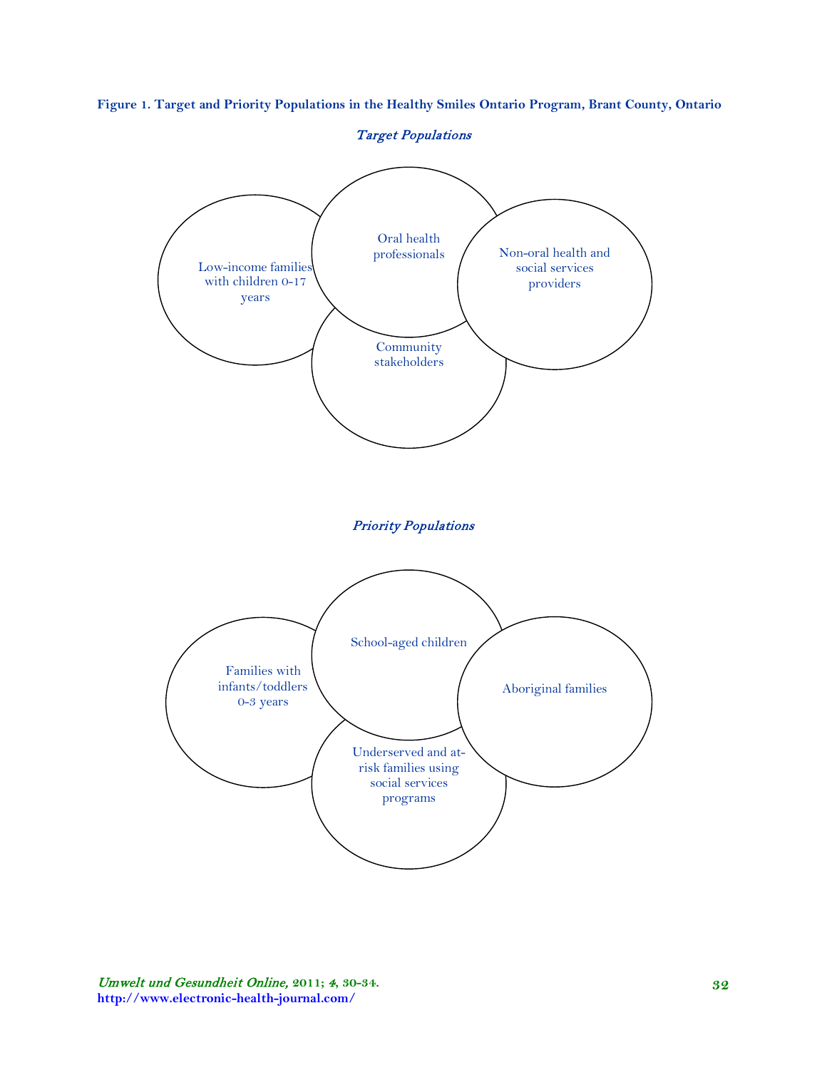**Figure 1. Target and Priority Populations in the Healthy Smiles Ontario Program, Brant County, Ontario**

***Target Populations***

Low-income families with children 0-17 years

Oral health professionals

Non-oral health and social services providers

Community stakeholders

***Priority Populations***

Families with infants/toddlers 0-3 years

School-aged children

Aboriginal families

Underserved and at-risk families using social services programs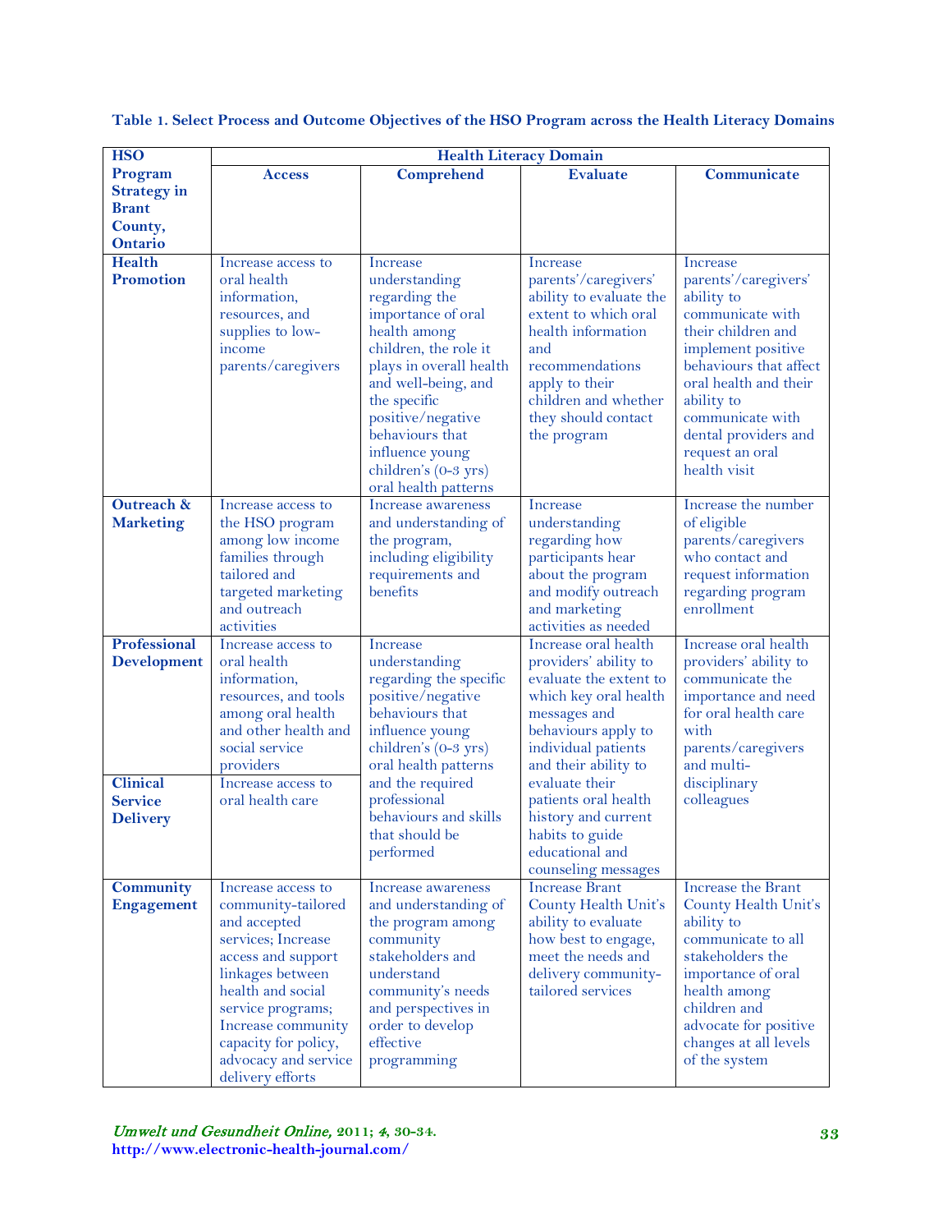**Table 1. Select Process and Outcome Objectives of the HSO Program across the Health Literacy Domains**

| HSO Program Strategy in Brant County, Ontario | Health Literacy Domain | | | |
|---|---|---|---|---|
| | **Access** | **Comprehend** | **Evaluate** | **Communicate** |
| **Health Promotion** | Increase access to oral health information, resources, and supplies to low-income parents/caregivers | Increase understanding regarding the importance of oral health among children, the role it plays in overall health and well-being, and the specific positive/negative behaviours that influence young children's (0-3 yrs) oral health patterns | Increase parents'/caregivers' ability to evaluate the extent to which oral health information and recommendations apply to their children and whether they should contact the program | Increase parents'/caregivers' ability to communicate with their children and implement positive behaviours that affect oral health and their ability to communicate with dental providers and request an oral health visit |
| **Outreach & Marketing** | Increase access to the HSO program among low income families through tailored and targeted marketing and outreach activities | Increase awareness and understanding of the program, including eligibility requirements and benefits | Increase understanding regarding how participants hear about the program and modify outreach and marketing activities as needed | Increase the number of eligible parents/caregivers who contact and request information regarding program enrollment |
| **Professional Development** | Increase access to oral health information, resources, and tools among oral health and other health and social service providers | Increase understanding regarding the specific positive/negative behaviours that influence young children's (0-3 yrs) oral health patterns and the required professional behaviours and skills that should be performed | Increase oral health providers' ability to evaluate the extent to which key oral health messages and behaviours apply to individual patients and their ability to evaluate their patients oral health history and current habits to guide educational and counseling messages | Increase oral health providers' ability to communicate the importance and need for oral health care with parents/caregivers and multi-disciplinary colleagues |
| **Clinical Service Delivery** | Increase access to oral health care | | | |
| **Community Engagement** | Increase access to community-tailored and accepted services; Increase access and support linkages between health and social service programs; Increase community capacity for policy, advocacy and service delivery efforts | Increase awareness and understanding of the program among community stakeholders and understand community's needs and perspectives in order to develop effective programming | Increase Brant County Health Unit's ability to evaluate how best to engage, meet the needs and delivery community-tailored services | Increase the Brant County Health Unit's ability to communicate to all stakeholders the importance of oral health among children and advocate for positive changes at all levels of the system |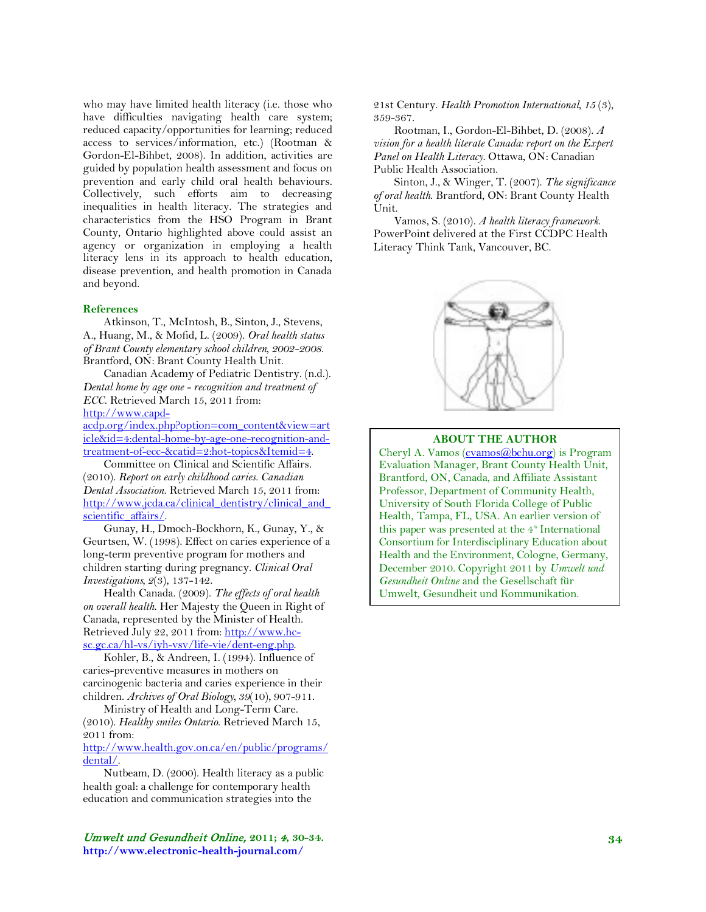who may have limited health literacy (i.e. those who have difficulties navigating health care system; reduced capacity/opportunities for learning; reduced access to services/information, etc.) (Rootman & Gordon-El-Bihbet, 2008). In addition, activities are guided by population health assessment and focus on prevention and early child oral health behaviours. Collectively, such efforts aim to decreasing inequalities in health literacy. The strategies and characteristics from the HSO Program in Brant County, Ontario highlighted above could assist an agency or organization in employing a health literacy lens in its approach to health education, disease prevention, and health promotion in Canada and beyond.

## References

Atkinson, T., McIntosh, B., Sinton, J., Stevens, A., Huang, M., & Mofid, L. (2009). *Oral health status of Brant County elementary school children, 2002-2008.* Brantford, ON: Brant County Health Unit.

Canadian Academy of Pediatric Dentistry. (n.d.). *Dental home by age one - recognition and treatment of ECC.* Retrieved March 15, 2011 from: http://www.capd-acdp.org/index.php?option=com_content&view=article&id=4:dental-home-by-age-one-recognition-and-treatment-of-ecc-&catid=2:hot-topics&Itemid=4.

Committee on Clinical and Scientific Affairs. (2010). *Report on early childhood caries. Canadian Dental Association.* Retrieved March 15, 2011 from: http://www.jcda.ca/clinical_dentistry/clinical_and_scientific_affairs/.

Gunay, H., Dmoch-Bockhorn, K., Gunay, Y., & Geurtsen, W. (1998). Effect on caries experience of a long-term preventive program for mothers and children starting during pregnancy. *Clinical Oral Investigations, 2*(3), 137-142.

Health Canada. (2009). *The effects of oral health on overall health.* Her Majesty the Queen in Right of Canada, represented by the Minister of Health. Retrieved July 22, 2011 from: http://www.hc-sc.gc.ca/hl-vs/iyh-vsv/life-vie/dent-eng.php.

Kohler, B., & Andreen, I. (1994). Influence of caries-preventive measures in mothers on carcinogenic bacteria and caries experience in their children. *Archives of Oral Biology, 39*(10), 907-911.

Ministry of Health and Long-Term Care. (2010). *Healthy smiles Ontario.* Retrieved March 15, 2011 from: http://www.health.gov.on.ca/en/public/programs/dental/.

Nutbeam, D. (2000). Health literacy as a public health goal: a challenge for contemporary health education and communication strategies into the 21st Century. *Health Promotion International, 15* (3), 359-367.

Rootman, I., Gordon-El-Bihbet, D. (2008). *A vision for a health literate Canada: report on the Expert Panel on Health Literacy.* Ottawa, ON: Canadian Public Health Association.

Sinton, J., & Winger, T. (2007). *The significance of oral health.* Brantford, ON: Brant County Health Unit.

Vamos, S. (2010). *A health literacy framework.* PowerPoint delivered at the First CCDPC Health Literacy Think Tank, Vancouver, BC.

**ABOUT THE AUTHOR**

Cheryl A. Vamos (cvamos@bchu.org) is Program Evaluation Manager, Brant County Health Unit, Brantford, ON, Canada, and Affiliate Assistant Professor, Department of Community Health, University of South Florida College of Public Health, Tampa, FL, USA. An earlier version of this paper was presented at the 4th International Consortium for Interdisciplinary Education about Health and the Environment, Cologne, Germany, December 2010. Copyright 2011 by *Umwelt und Gesundheit Online* and the Gesellschaft für Umwelt, Gesundheit und Kommunikation.